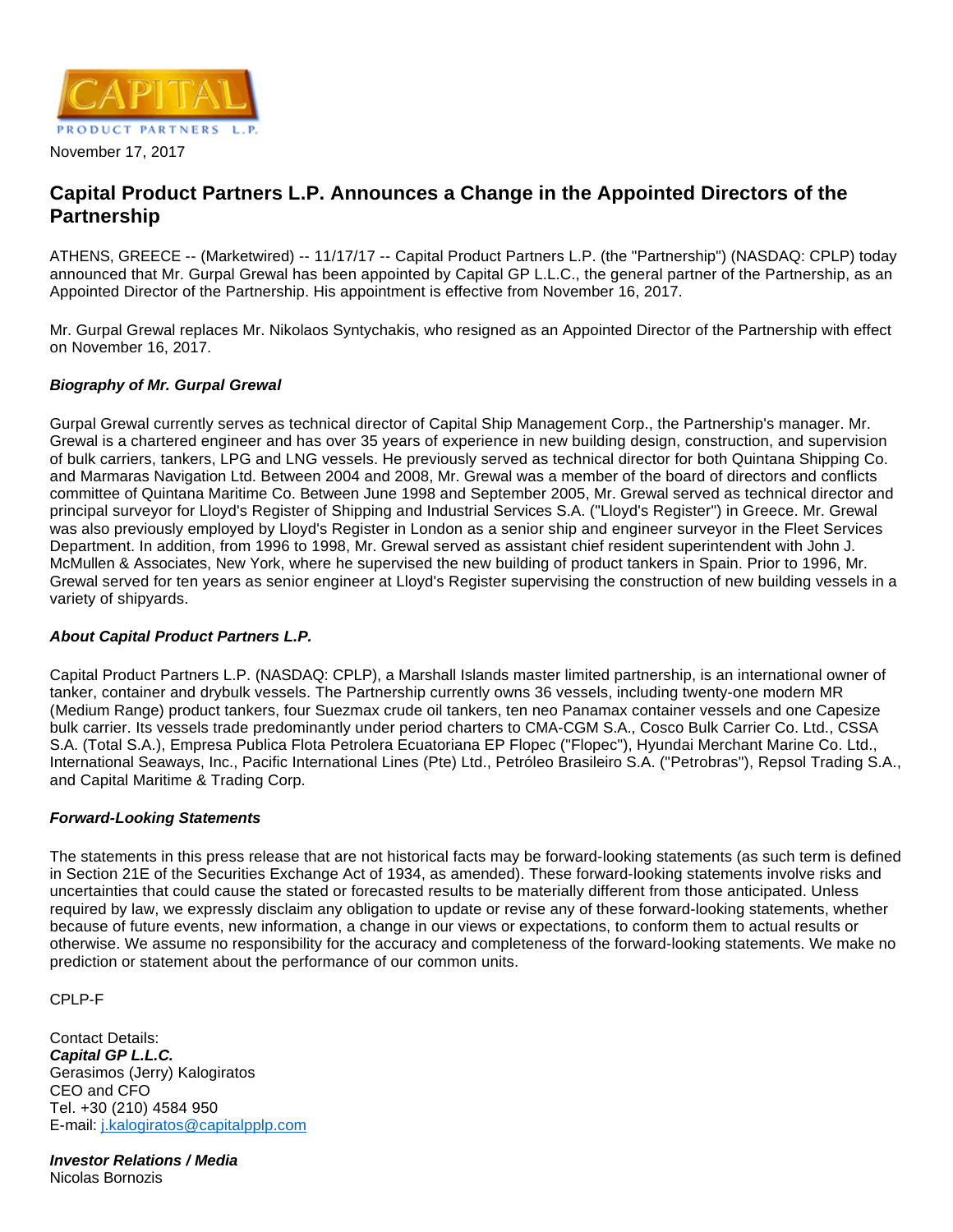CAPITAL
PRODUCT PARTNERS L.P.

November 17, 2017

# Capital Product Partners L.P. Announces a Change in the Appointed Directors of the Partnership

ATHENS, GREECE -- (Marketwired) -- 11/17/17 -- Capital Product Partners L.P. (the "Partnership") (NASDAQ: CPLP) today announced that Mr. Gurpal Grewal has been appointed by Capital GP L.L.C., the general partner of the Partnership, as an Appointed Director of the Partnership. His appointment is effective from November 16, 2017.

Mr. Gurpal Grewal replaces Mr. Nikolaos Syntychakis, who resigned as an Appointed Director of the Partnership with effect on November 16, 2017.

***Biography of Mr. Gurpal Grewal***

Gurpal Grewal currently serves as technical director of Capital Ship Management Corp., the Partnership's manager. Mr. Grewal is a chartered engineer and has over 35 years of experience in new building design, construction, and supervision of bulk carriers, tankers, LPG and LNG vessels. He previously served as technical director for both Quintana Shipping Co. and Marmaras Navigation Ltd. Between 2004 and 2008, Mr. Grewal was a member of the board of directors and conflicts committee of Quintana Maritime Co. Between June 1998 and September 2005, Mr. Grewal served as technical director and principal surveyor for Lloyd's Register of Shipping and Industrial Services S.A. ("Lloyd's Register") in Greece. Mr. Grewal was also previously employed by Lloyd's Register in London as a senior ship and engineer surveyor in the Fleet Services Department. In addition, from 1996 to 1998, Mr. Grewal served as assistant chief resident superintendent with John J. McMullen & Associates, New York, where he supervised the new building of product tankers in Spain. Prior to 1996, Mr. Grewal served for ten years as senior engineer at Lloyd's Register supervising the construction of new building vessels in a variety of shipyards.

***About Capital Product Partners L.P.***

Capital Product Partners L.P. (NASDAQ: CPLP), a Marshall Islands master limited partnership, is an international owner of tanker, container and drybulk vessels. The Partnership currently owns 36 vessels, including twenty-one modern MR (Medium Range) product tankers, four Suezmax crude oil tankers, ten neo Panamax container vessels and one Capesize bulk carrier. Its vessels trade predominantly under period charters to CMA-CGM S.A., Cosco Bulk Carrier Co. Ltd., CSSA S.A. (Total S.A.), Empresa Publica Flota Petrolera Ecuatoriana EP Flopec ("Flopec"), Hyundai Merchant Marine Co. Ltd., International Seaways, Inc., Pacific International Lines (Pte) Ltd., Petróleo Brasileiro S.A. ("Petrobras"), Repsol Trading S.A., and Capital Maritime & Trading Corp.

***Forward-Looking Statements***

The statements in this press release that are not historical facts may be forward-looking statements (as such term is defined in Section 21E of the Securities Exchange Act of 1934, as amended). These forward-looking statements involve risks and uncertainties that could cause the stated or forecasted results to be materially different from those anticipated. Unless required by law, we expressly disclaim any obligation to update or revise any of these forward-looking statements, whether because of future events, new information, a change in our views or expectations, to conform them to actual results or otherwise. We assume no responsibility for the accuracy and completeness of the forward-looking statements. We make no prediction or statement about the performance of our common units.

CPLP-F

Contact Details:
***Capital GP L.L.C.***
Gerasimos (Jerry) Kalogiratos
CEO and CFO
Tel. +30 (210) 4584 950
E-mail: j.kalogiratos@capitalpplp.com

***Investor Relations / Media***
Nicolas Bornozis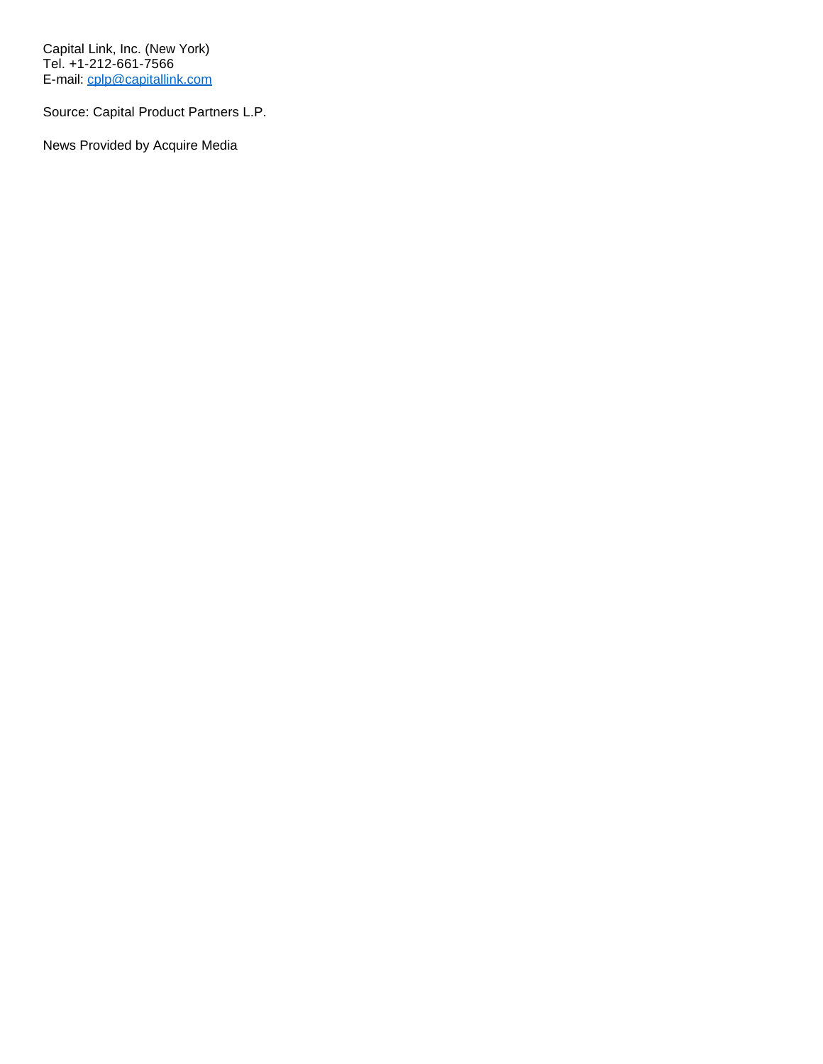Capital Link, Inc. (New York)
Tel. +1-212-661-7566
E-mail: cplp@capitallink.com

Source: Capital Product Partners L.P.

News Provided by Acquire Media